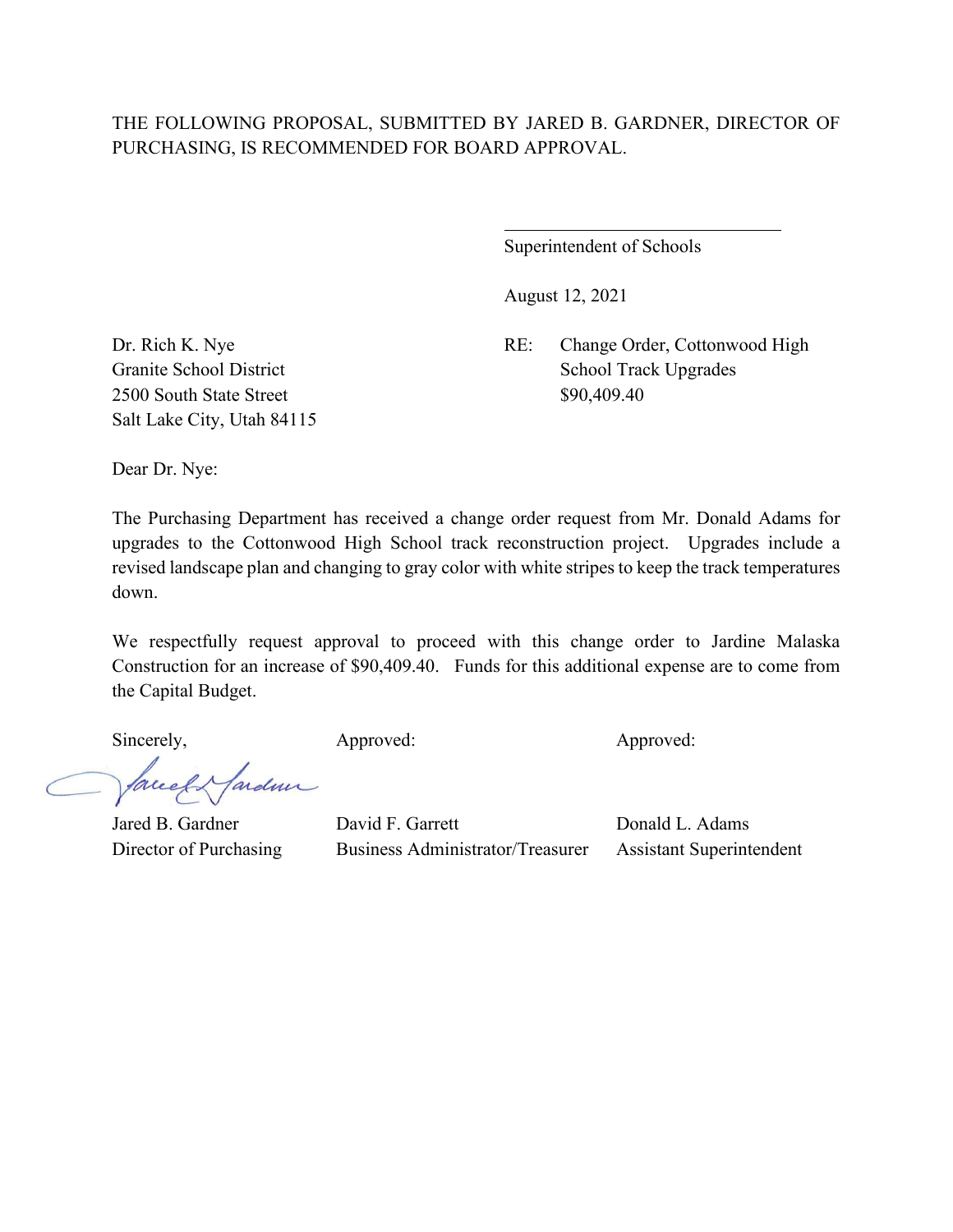THE FOLLOWING PROPOSAL, SUBMITTED BY JARED B. GARDNER, DIRECTOR OF PURCHASING, IS RECOMMENDED FOR BOARD APPROVAL.

\_\_\_\_\_\_\_\_\_\_\_\_\_\_\_\_\_\_\_\_\_\_\_\_\_\_\_\_\_\_\_\_

Superintendent of Schools

August 12, 2021

Dr. Rich K. Nye
Granite School District
2500 South State Street
Salt Lake City, Utah 84115

RE: Change Order, Cottonwood High School Track Upgrades
$90,409.40

Dear Dr. Nye:

The Purchasing Department has received a change order request from Mr. Donald Adams for upgrades to the Cottonwood High School track reconstruction project. Upgrades include a revised landscape plan and changing to gray color with white stripes to keep the track temperatures down.

We respectfully request approval to proceed with this change order to Jardine Malaska Construction for an increase of $90,409.40. Funds for this additional expense are to come from the Capital Budget.

| Sincerely, | Approved: | Approved: |
|---|---|---|
| Jared B. Gardner | David F. Garrett | Donald L. Adams |
| Director of Purchasing | Business Administrator/Treasurer | Assistant Superintendent |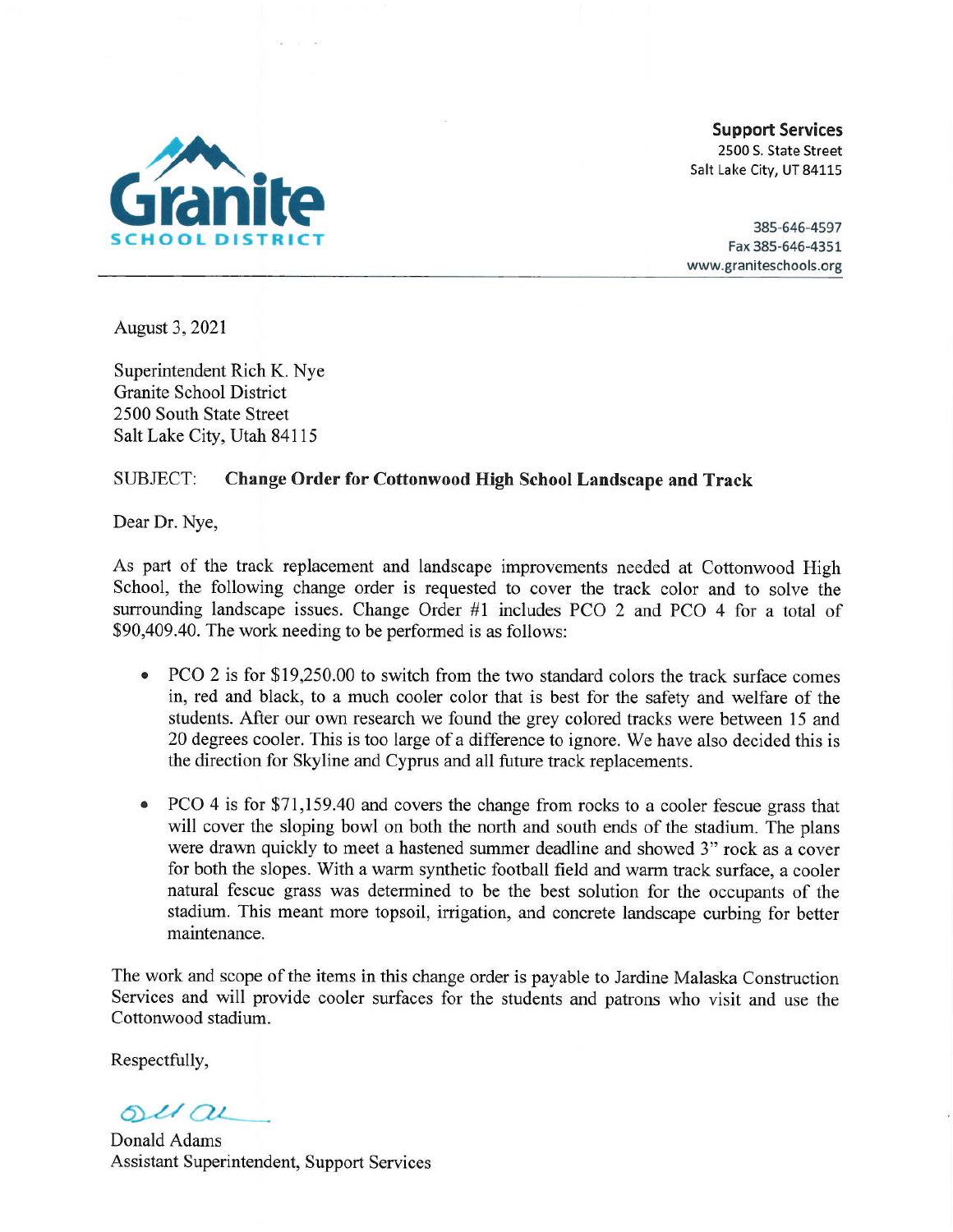**Granite SCHOOL DISTRICT**

**Support Services**
2500 S. State Street
Salt Lake City, UT 84115

385-646-4597
Fax 385-646-4351
www.graniteschools.org

---

August 3, 2021

Superintendent Rich K. Nye
Granite School District
2500 South State Street
Salt Lake City, Utah 84115

SUBJECT: **Change Order for Cottonwood High School Landscape and Track**

Dear Dr. Nye,

As part of the track replacement and landscape improvements needed at Cottonwood High School, the following change order is requested to cover the track color and to solve the surrounding landscape issues. Change Order #1 includes PCO 2 and PCO 4 for a total of $90,409.40. The work needing to be performed is as follows:

- PCO 2 is for $19,250.00 to switch from the two standard colors the track surface comes in, red and black, to a much cooler color that is best for the safety and welfare of the students. After our own research we found the grey colored tracks were between 15 and 20 degrees cooler. This is too large of a difference to ignore. We have also decided this is the direction for Skyline and Cyprus and all future track replacements.

- PCO 4 is for $71,159.40 and covers the change from rocks to a cooler fescue grass that will cover the sloping bowl on both the north and south ends of the stadium. The plans were drawn quickly to meet a hastened summer deadline and showed 3" rock as a cover for both the slopes. With a warm synthetic football field and warm track surface, a cooler natural fescue grass was determined to be the best solution for the occupants of the stadium. This meant more topsoil, irrigation, and concrete landscape curbing for better maintenance.

The work and scope of the items in this change order is payable to Jardine Malaska Construction Services and will provide cooler surfaces for the students and patrons who visit and use the Cottonwood stadium.

Respectfully,

Donald Adams
Assistant Superintendent, Support Services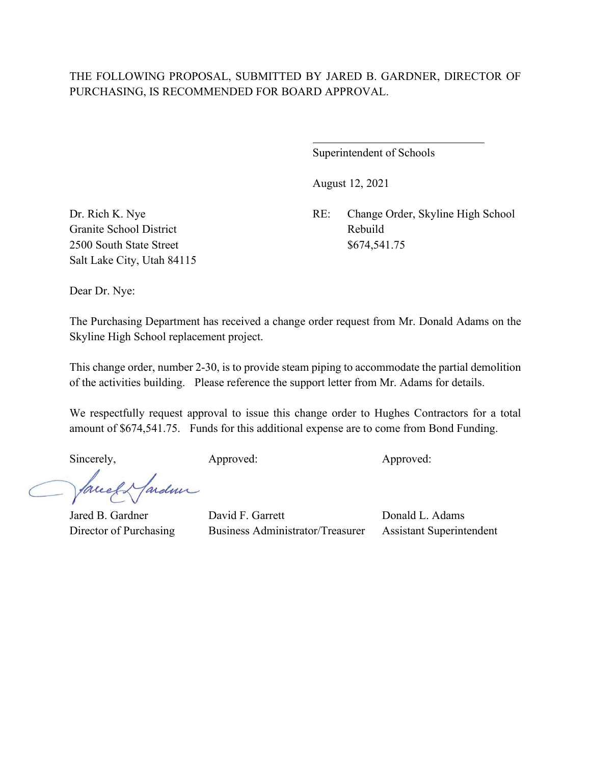THE FOLLOWING PROPOSAL, SUBMITTED BY JARED B. GARDNER, DIRECTOR OF PURCHASING, IS RECOMMENDED FOR BOARD APPROVAL.

\_\_\_\_\_\_\_\_\_\_\_\_\_\_\_\_\_\_\_\_\_\_\_\_\_\_\_\_\_\_
Superintendent of Schools

August 12, 2021

Dr. Rich K. Nye
Granite School District
2500 South State Street
Salt Lake City, Utah 84115

RE: Change Order, Skyline High School Rebuild
$674,541.75

Dear Dr. Nye:

The Purchasing Department has received a change order request from Mr. Donald Adams on the Skyline High School replacement project.

This change order, number 2-30, is to provide steam piping to accommodate the partial demolition of the activities building. Please reference the support letter from Mr. Adams for details.

We respectfully request approval to issue this change order to Hughes Contractors for a total amount of $674,541.75. Funds for this additional expense are to come from Bond Funding.

| Sincerely, | Approved: | Approved: |
|---|---|---|
| Jared B. Gardner | David F. Garrett | Donald L. Adams |
| Director of Purchasing | Business Administrator/Treasurer | Assistant Superintendent |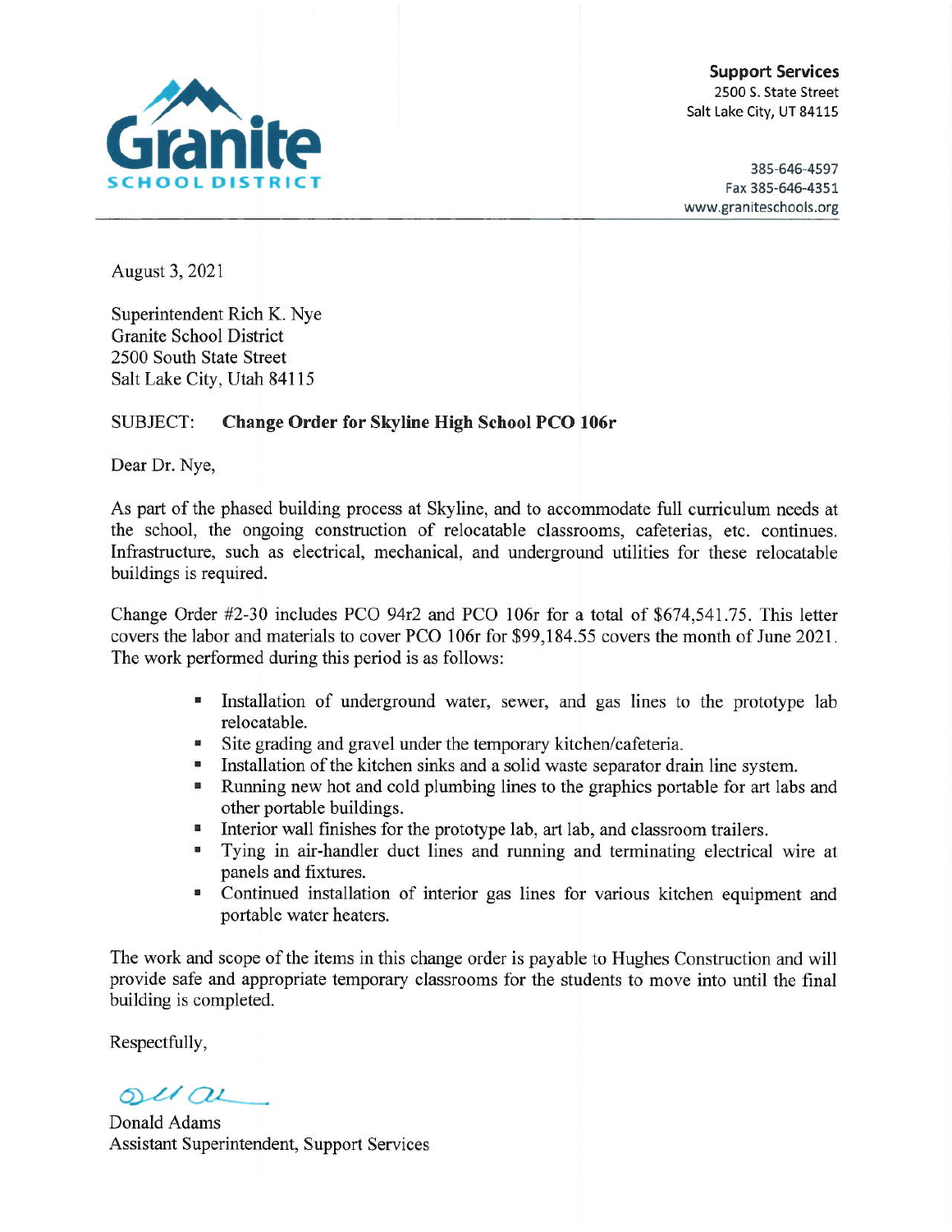**Granite**
**SCHOOL DISTRICT**

**Support Services**
2500 S. State Street
Salt Lake City, UT 84115

385-646-4597
Fax 385-646-4351
www.graniteschools.org

August 3, 2021

Superintendent Rich K. Nye
Granite School District
2500 South State Street
Salt Lake City, Utah 84115

SUBJECT: **Change Order for Skyline High School PCO 106r**

Dear Dr. Nye,

As part of the phased building process at Skyline, and to accommodate full curriculum needs at the school, the ongoing construction of relocatable classrooms, cafeterias, etc. continues. Infrastructure, such as electrical, mechanical, and underground utilities for these relocatable buildings is required.

Change Order #2-30 includes PCO 94r2 and PCO 106r for a total of $674,541.75. This letter covers the labor and materials to cover PCO 106r for $99,184.55 covers the month of June 2021. The work performed during this period is as follows:

- Installation of underground water, sewer, and gas lines to the prototype lab relocatable.
- Site grading and gravel under the temporary kitchen/cafeteria.
- Installation of the kitchen sinks and a solid waste separator drain line system.
- Running new hot and cold plumbing lines to the graphics portable for art labs and other portable buildings.
- Interior wall finishes for the prototype lab, art lab, and classroom trailers.
- Tying in air-handler duct lines and running and terminating electrical wire at panels and fixtures.
- Continued installation of interior gas lines for various kitchen equipment and portable water heaters.

The work and scope of the items in this change order is payable to Hughes Construction and will provide safe and appropriate temporary classrooms for the students to move into until the final building is completed.

Respectfully,

Donald Adams
Assistant Superintendent, Support Services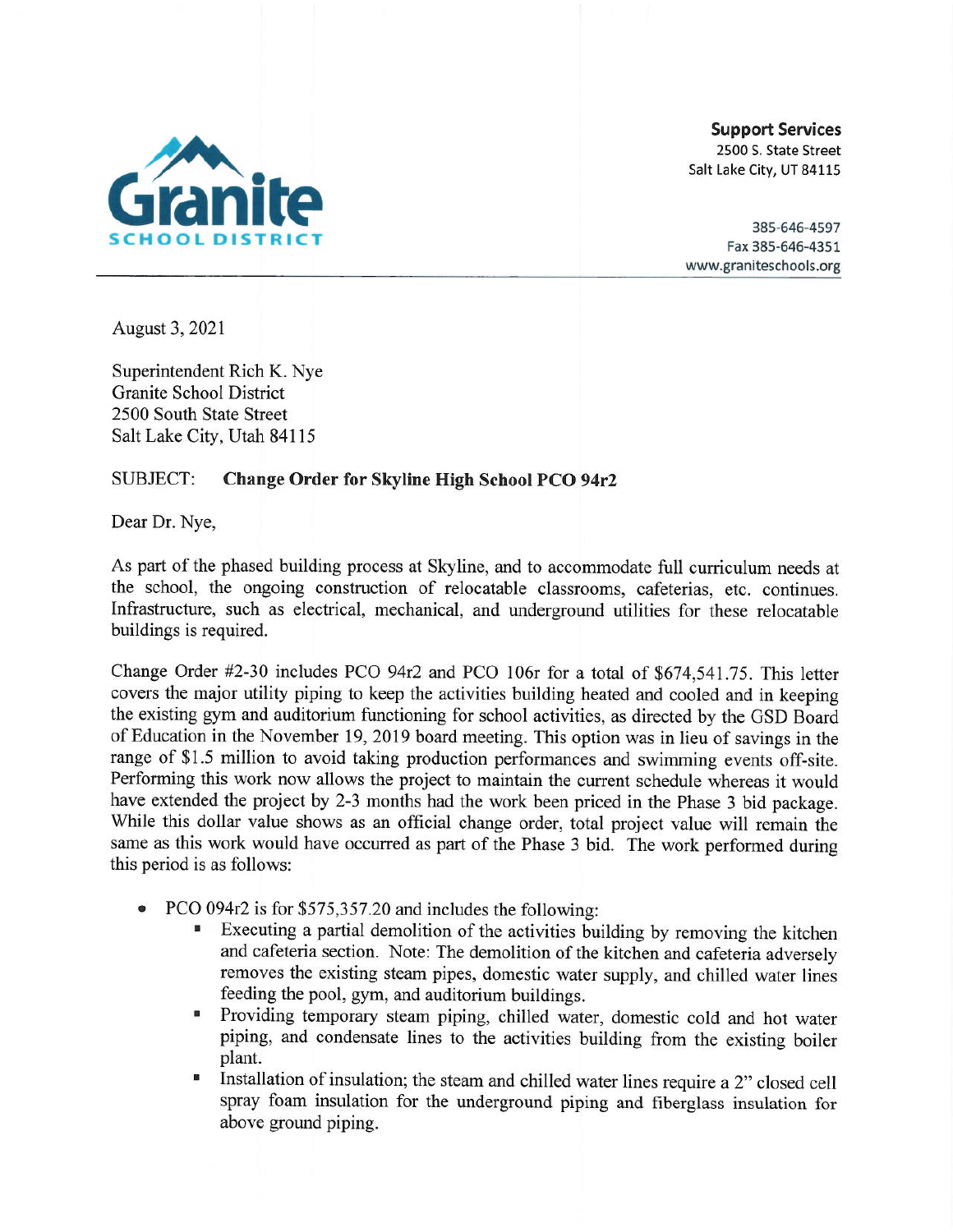Granite SCHOOL DISTRICT

**Support Services**
2500 S. State Street
Salt Lake City, UT 84115

385-646-4597
Fax 385-646-4351
www.graniteschools.org

August 3, 2021

Superintendent Rich K. Nye
Granite School District
2500 South State Street
Salt Lake City, Utah 84115

SUBJECT: **Change Order for Skyline High School PCO 94r2**

Dear Dr. Nye,

As part of the phased building process at Skyline, and to accommodate full curriculum needs at the school, the ongoing construction of relocatable classrooms, cafeterias, etc. continues. Infrastructure, such as electrical, mechanical, and underground utilities for these relocatable buildings is required.

Change Order #2-30 includes PCO 94r2 and PCO 106r for a total of $674,541.75. This letter covers the major utility piping to keep the activities building heated and cooled and in keeping the existing gym and auditorium functioning for school activities, as directed by the GSD Board of Education in the November 19, 2019 board meeting. This option was in lieu of savings in the range of $1.5 million to avoid taking production performances and swimming events off-site. Performing this work now allows the project to maintain the current schedule whereas it would have extended the project by 2-3 months had the work been priced in the Phase 3 bid package. While this dollar value shows as an official change order, total project value will remain the same as this work would have occurred as part of the Phase 3 bid. The work performed during this period is as follows:

- PCO 094r2 is for $575,357.20 and includes the following:
  - Executing a partial demolition of the activities building by removing the kitchen and cafeteria section. Note: The demolition of the kitchen and cafeteria adversely removes the existing steam pipes, domestic water supply, and chilled water lines feeding the pool, gym, and auditorium buildings.
  - Providing temporary steam piping, chilled water, domestic cold and hot water piping, and condensate lines to the activities building from the existing boiler plant.
  - Installation of insulation; the steam and chilled water lines require a 2" closed cell spray foam insulation for the underground piping and fiberglass insulation for above ground piping.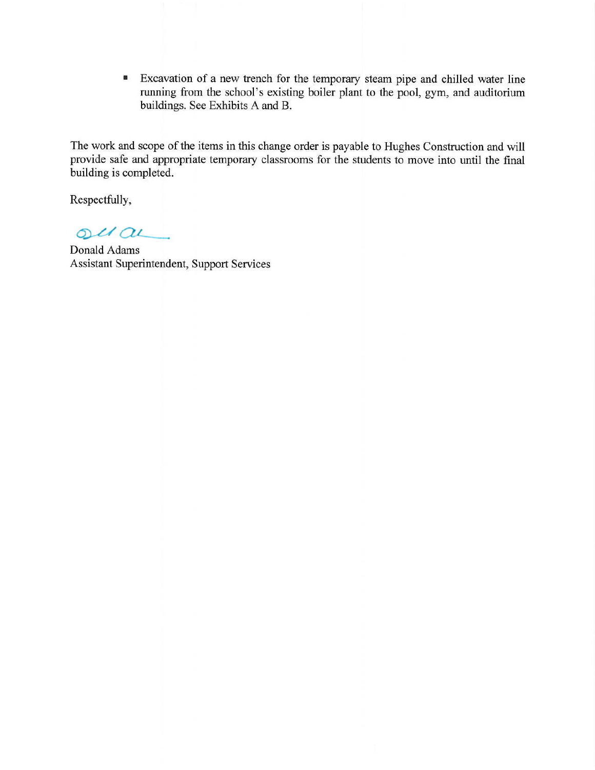- Excavation of a new trench for the temporary steam pipe and chilled water line running from the school's existing boiler plant to the pool, gym, and auditorium buildings. See Exhibits A and B.

The work and scope of the items in this change order is payable to Hughes Construction and will provide safe and appropriate temporary classrooms for the students to move into until the final building is completed.

Respectfully,

Donald Adams
Assistant Superintendent, Support Services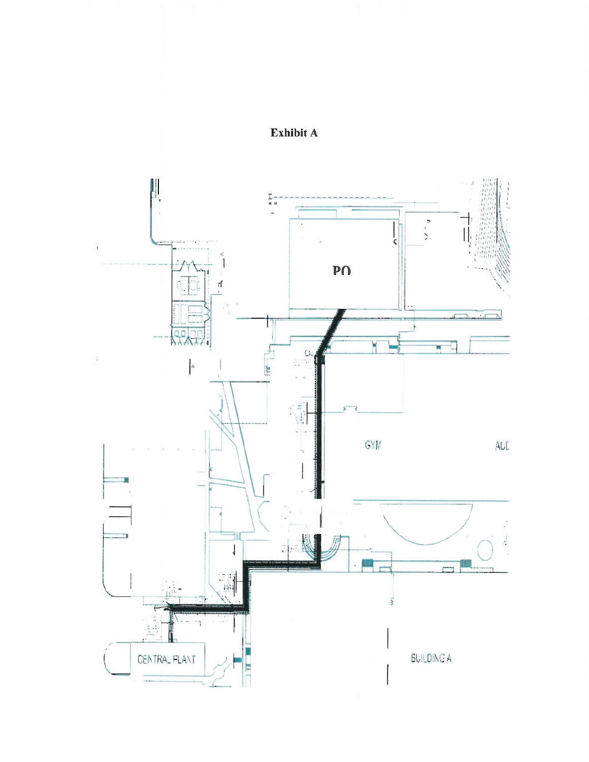# Exhibit A

PO

GYM

AUD

CENTRAL PLANT

BUILDING A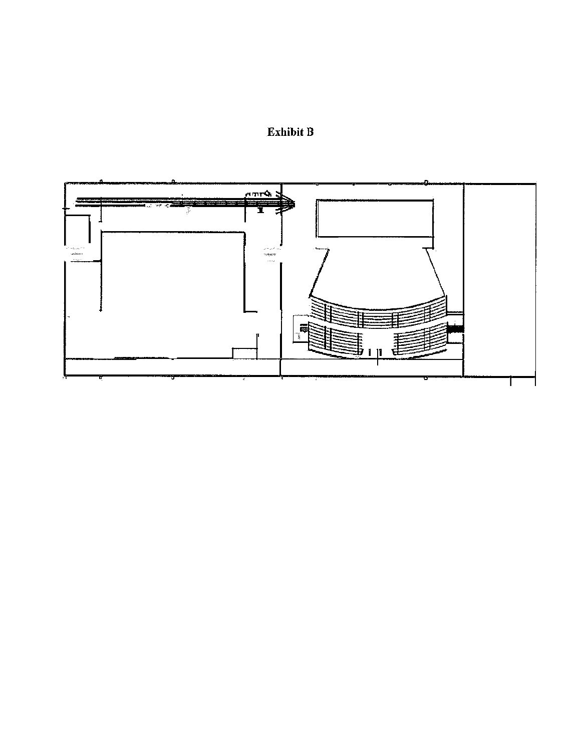# Exhibit B